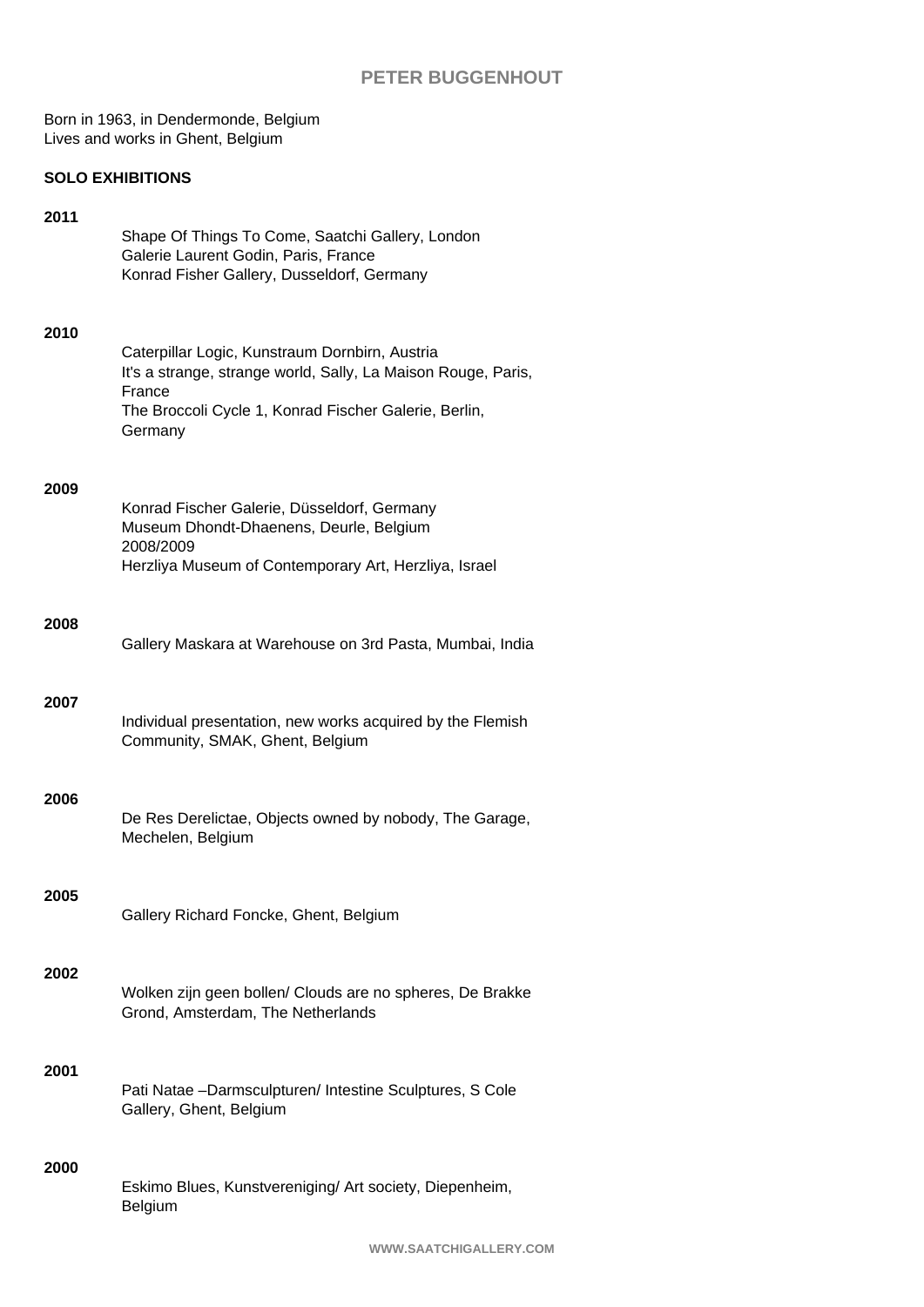# PETER BUGGENHOUT

Born in 1963, in Dendermonde, Belgium
Lives and works in Ghent, Belgium

## SOLO EXHIBITIONS

**2011**

Shape Of Things To Come, Saatchi Gallery, London
Galerie Laurent Godin, Paris, France
Konrad Fisher Gallery, Dusseldorf, Germany

**2010**

Caterpillar Logic, Kunstraum Dornbirn, Austria
It's a strange, strange world, Sally, La Maison Rouge, Paris, France
The Broccoli Cycle 1, Konrad Fischer Galerie, Berlin, Germany

**2009**

Konrad Fischer Galerie, Düsseldorf, Germany
Museum Dhondt-Dhaenens, Deurle, Belgium
2008/2009
Herzliya Museum of Contemporary Art, Herzliya, Israel

**2008**

Gallery Maskara at Warehouse on 3rd Pasta, Mumbai, India

**2007**

Individual presentation, new works acquired by the Flemish Community, SMAK, Ghent, Belgium

**2006**

De Res Derelictae, Objects owned by nobody, The Garage, Mechelen, Belgium

**2005**

Gallery Richard Foncke, Ghent, Belgium

**2002**

Wolken zijn geen bollen/ Clouds are no spheres, De Brakke Grond, Amsterdam, The Netherlands

**2001**

Pati Natae –Darmsculpturen/ Intestine Sculptures, S Cole Gallery, Ghent, Belgium

**2000**

Eskimo Blues, Kunstvereniging/ Art society, Diepenheim, Belgium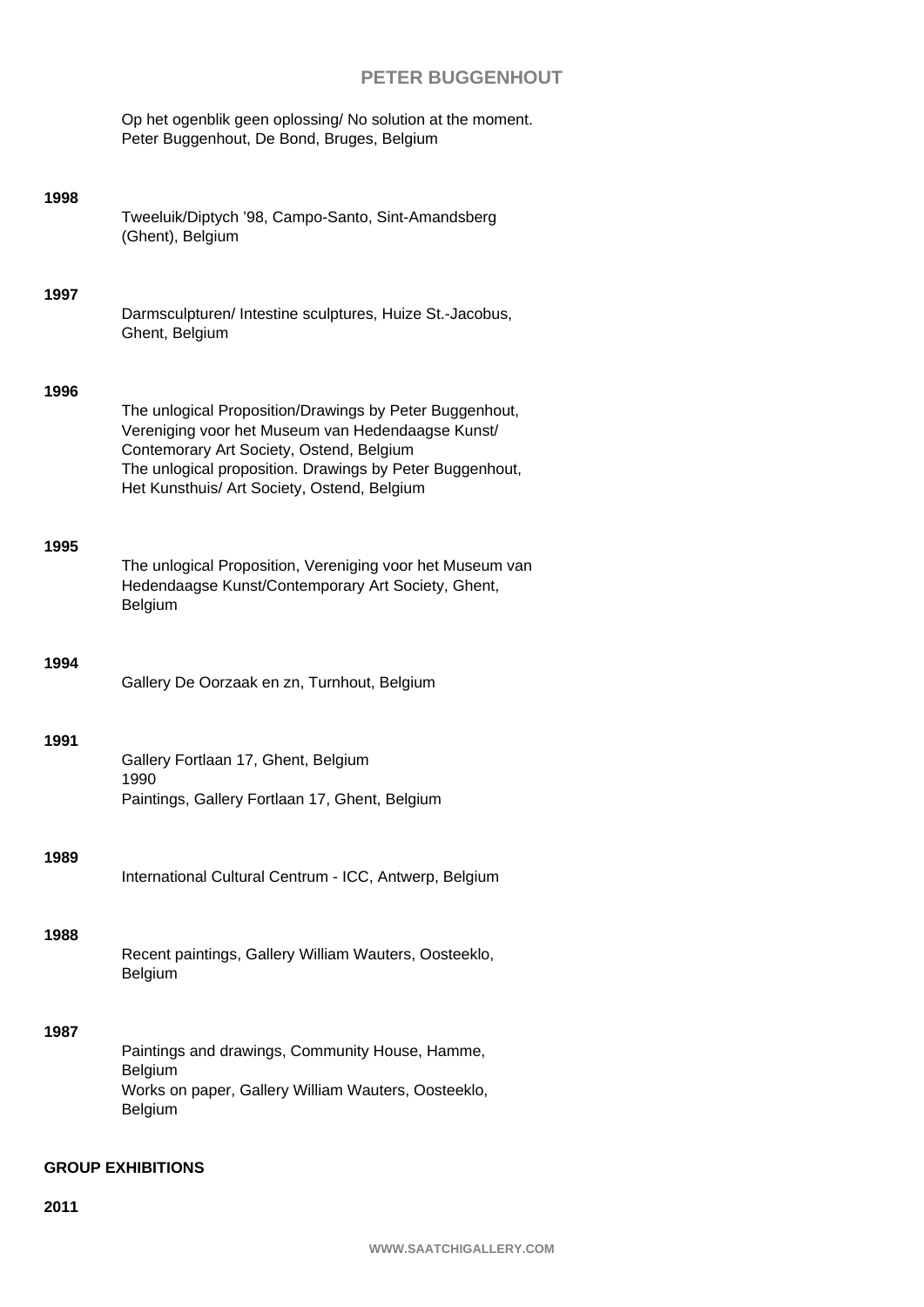Op het ogenblik geen oplossing/ No solution at the moment.
Peter Buggenhout, De Bond, Bruges, Belgium

**1998**

Tweeluik/Diptych '98, Campo-Santo, Sint-Amandsberg (Ghent), Belgium

**1997**

Darmsculpturen/ Intestine sculptures, Huize St.-Jacobus, Ghent, Belgium

**1996**

The unlogical Proposition/Drawings by Peter Buggenhout, Vereniging voor het Museum van Hedendaagse Kunst/ Contemorary Art Society, Ostend, Belgium
The unlogical proposition. Drawings by Peter Buggenhout, Het Kunsthuis/ Art Society, Ostend, Belgium

**1995**

The unlogical Proposition, Vereniging voor het Museum van Hedendaagse Kunst/Contemporary Art Society, Ghent, Belgium

**1994**

Gallery De Oorzaak en zn, Turnhout, Belgium

**1991**

Gallery Fortlaan 17, Ghent, Belgium
1990
Paintings, Gallery Fortlaan 17, Ghent, Belgium

**1989**

International Cultural Centrum - ICC, Antwerp, Belgium

**1988**

Recent paintings, Gallery William Wauters, Oosteeklo, Belgium

**1987**

Paintings and drawings, Community House, Hamme, Belgium
Works on paper, Gallery William Wauters, Oosteeklo, Belgium

## GROUP EXHIBITIONS

**2011**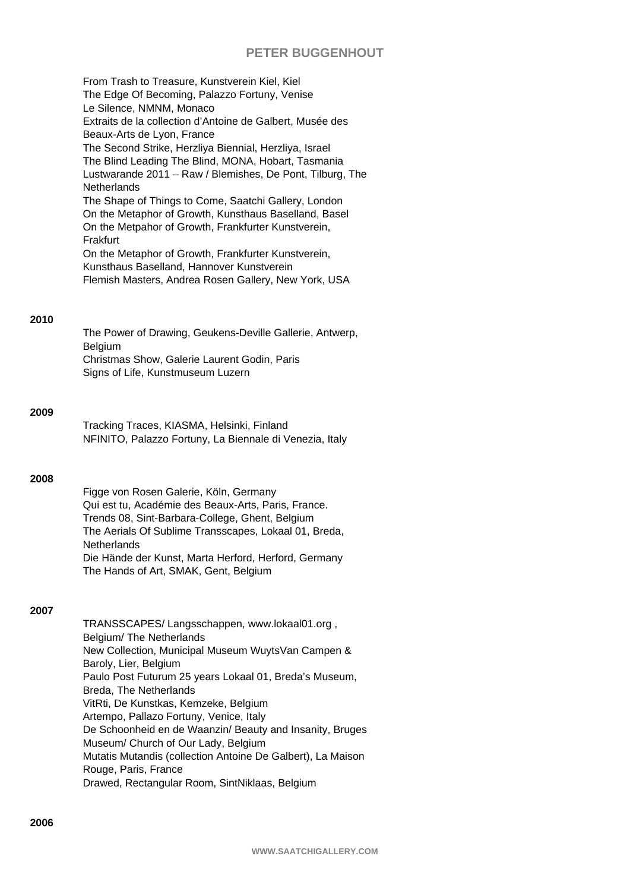From Trash to Treasure, Kunstverein Kiel, Kiel
The Edge Of Becoming, Palazzo Fortuny, Venise
Le Silence, NMNM, Monaco
Extraits de la collection d'Antoine de Galbert, Musée des Beaux-Arts de Lyon, France
The Second Strike, Herzliya Biennial, Herzliya, Israel
The Blind Leading The Blind, MONA, Hobart, Tasmania
Lustwarande 2011 – Raw / Blemishes, De Pont, Tilburg, The Netherlands
The Shape of Things to Come, Saatchi Gallery, London
On the Metaphor of Growth, Kunsthaus Baselland, Basel
On the Metpahor of Growth, Frankfurter Kunstverein, Frakfurt
On the Metaphor of Growth, Frankfurter Kunstverein, Kunsthaus Baselland, Hannover Kunstverein
Flemish Masters, Andrea Rosen Gallery, New York, USA

**2010**

The Power of Drawing, Geukens-Deville Gallerie, Antwerp, Belgium
Christmas Show, Galerie Laurent Godin, Paris
Signs of Life, Kunstmuseum Luzern

**2009**

Tracking Traces, KIASMA, Helsinki, Finland
NFINITO, Palazzo Fortuny, La Biennale di Venezia, Italy

**2008**

Figge von Rosen Galerie, Köln, Germany
Qui est tu, Académie des Beaux-Arts, Paris, France.
Trends 08, Sint-Barbara-College, Ghent, Belgium
The Aerials Of Sublime Transscapes, Lokaal 01, Breda, Netherlands
Die Hände der Kunst, Marta Herford, Herford, Germany
The Hands of Art, SMAK, Gent, Belgium

**2007**

TRANSSCAPES/ Langsschappen, www.lokaal01.org , Belgium/ The Netherlands
New Collection, Municipal Museum WuytsVan Campen & Baroly, Lier, Belgium
Paulo Post Futurum 25 years Lokaal 01, Breda's Museum, Breda, The Netherlands
VitRti, De Kunstkas, Kemzeke, Belgium
Artempo, Pallazo Fortuny, Venice, Italy
De Schoonheid en de Waanzin/ Beauty and Insanity, Bruges Museum/ Church of Our Lady, Belgium
Mutatis Mutandis (collection Antoine De Galbert), La Maison Rouge, Paris, France
Drawed, Rectangular Room, SintNiklaas, Belgium

**2006**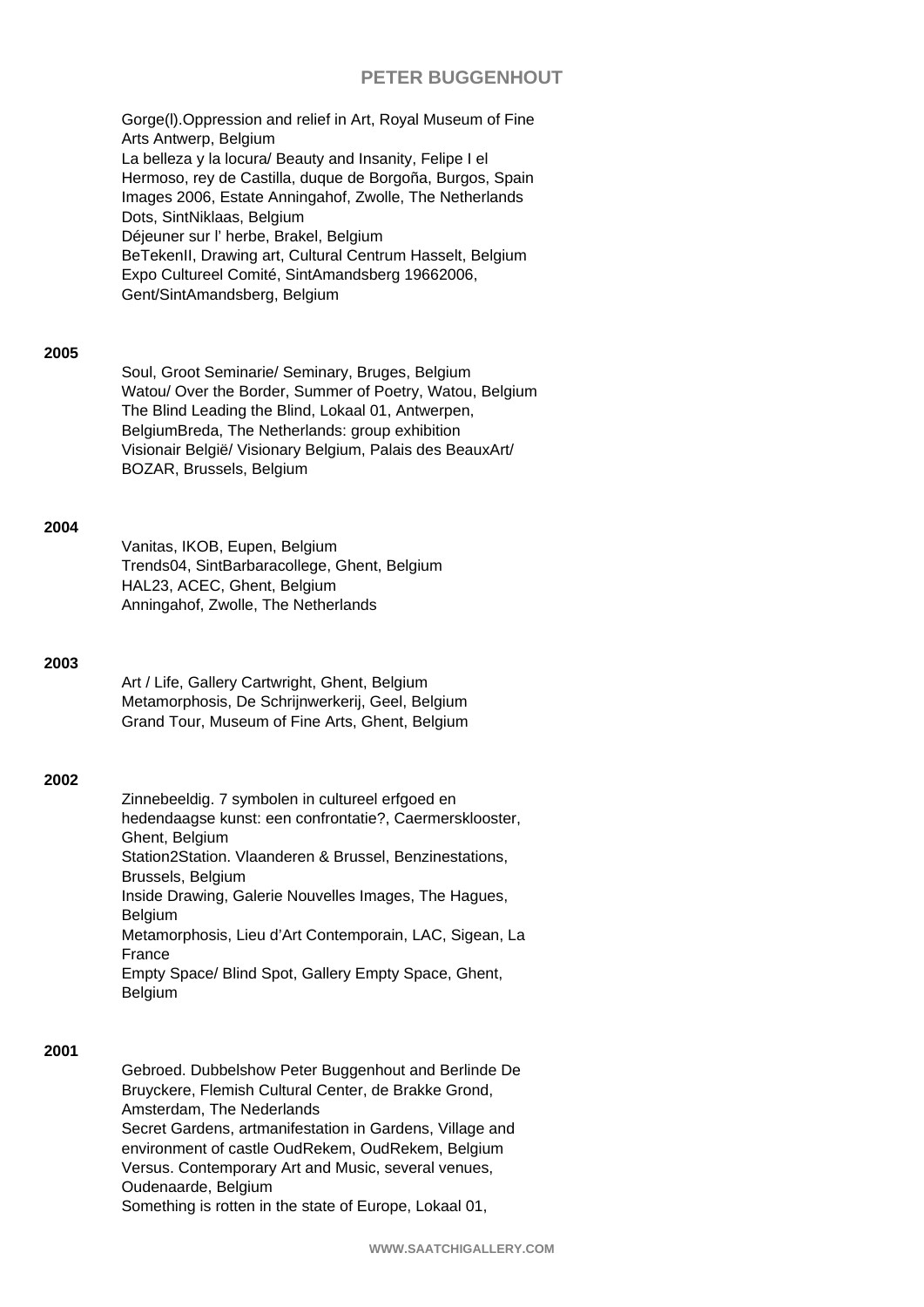Gorge(l).Oppression and relief in Art, Royal Museum of Fine Arts Antwerp, Belgium
La belleza y la locura/ Beauty and Insanity, Felipe I el Hermoso, rey de Castilla, duque de Borgoña, Burgos, Spain
Images 2006, Estate Anningahof, Zwolle, The Netherlands
Dots, SintNiklaas, Belgium
Déjeuner sur l' herbe, Brakel, Belgium
BeTekenII, Drawing art, Cultural Centrum Hasselt, Belgium
Expo Cultureel Comité, SintAmandsberg 19662006, Gent/SintAmandsberg, Belgium

**2005**

Soul, Groot Seminarie/ Seminary, Bruges, Belgium
Watou/ Over the Border, Summer of Poetry, Watou, Belgium
The Blind Leading the Blind, Lokaal 01, Antwerpen, BelgiumBreda, The Netherlands: group exhibition
Visionair België/ Visionary Belgium, Palais des BeauxArt/ BOZAR, Brussels, Belgium

**2004**

Vanitas, IKOB, Eupen, Belgium
Trends04, SintBarbaracollege, Ghent, Belgium
HAL23, ACEC, Ghent, Belgium
Anningahof, Zwolle, The Netherlands

**2003**

Art / Life, Gallery Cartwright, Ghent, Belgium
Metamorphosis, De Schrijnwerkerij, Geel, Belgium
Grand Tour, Museum of Fine Arts, Ghent, Belgium

**2002**

Zinnebeeldig. 7 symbolen in cultureel erfgoed en hedendaagse kunst: een confrontatie?, Caermersklooster, Ghent, Belgium
Station2Station. Vlaanderen & Brussel, Benzinestations, Brussels, Belgium
Inside Drawing, Galerie Nouvelles Images, The Hagues, Belgium
Metamorphosis, Lieu d'Art Contemporain, LAC, Sigean, La France
Empty Space/ Blind Spot, Gallery Empty Space, Ghent, Belgium

**2001**

Gebroed. Dubbelshow Peter Buggenhout and Berlinde De Bruyckere, Flemish Cultural Center, de Brakke Grond, Amsterdam, The Nederlands
Secret Gardens, artmanifestation in Gardens, Village and environment of castle OudRekem, OudRekem, Belgium
Versus. Contemporary Art and Music, several venues, Oudenaarde, Belgium
Something is rotten in the state of Europe, Lokaal 01,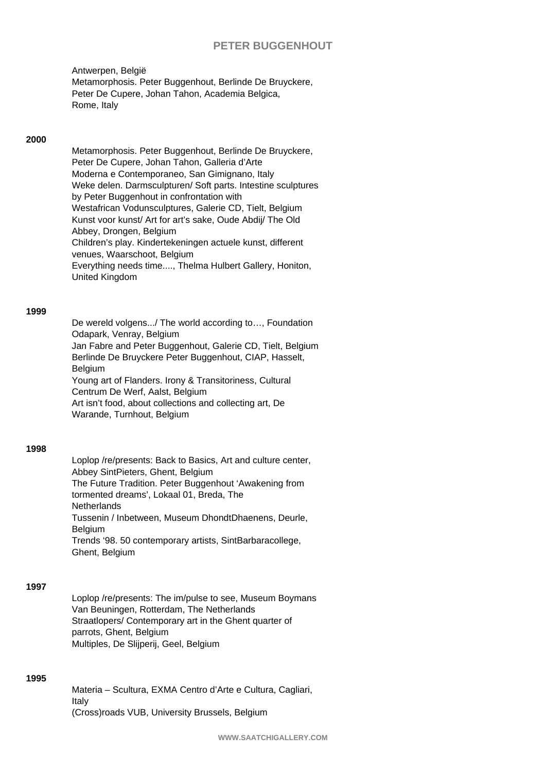Antwerpen, België
Metamorphosis. Peter Buggenhout, Berlinde De Bruyckere, Peter De Cupere, Johan Tahon, Academia Belgica, Rome, Italy

**2000**

Metamorphosis. Peter Buggenhout, Berlinde De Bruyckere, Peter De Cupere, Johan Tahon, Galleria d'Arte Moderna e Contemporaneo, San Gimignano, Italy
Weke delen. Darmsculpturen/ Soft parts. Intestine sculptures by Peter Buggenhout in confrontation with Westafrican Vodunsculptures, Galerie CD, Tielt, Belgium
Kunst voor kunst/ Art for art's sake, Oude Abdij/ The Old Abbey, Drongen, Belgium
Children's play. Kindertekeningen actuele kunst, different venues, Waarschoot, Belgium
Everything needs time...., Thelma Hulbert Gallery, Honiton, United Kingdom

**1999**

De wereld volgens.../ The world according to…, Foundation Odapark, Venray, Belgium
Jan Fabre and Peter Buggenhout, Galerie CD, Tielt, Belgium
Berlinde De Bruyckere Peter Buggenhout, CIAP, Hasselt, Belgium
Young art of Flanders. Irony & Transitoriness, Cultural Centrum De Werf, Aalst, Belgium
Art isn't food, about collections and collecting art, De Warande, Turnhout, Belgium

**1998**

Loplop /re/presents: Back to Basics, Art and culture center, Abbey SintPieters, Ghent, Belgium
The Future Tradition. Peter Buggenhout 'Awakening from tormented dreams', Lokaal 01, Breda, The Netherlands
Tussenin / Inbetween, Museum DhondtDhaenens, Deurle, Belgium
Trends '98. 50 contemporary artists, SintBarbaracollege, Ghent, Belgium

**1997**

Loplop /re/presents: The im/pulse to see, Museum Boymans Van Beuningen, Rotterdam, The Netherlands
Straatlopers/ Contemporary art in the Ghent quarter of parrots, Ghent, Belgium
Multiples, De Slijperij, Geel, Belgium

**1995**

Materia – Scultura, EXMA Centro d'Arte e Cultura, Cagliari, Italy
(Cross)roads VUB, University Brussels, Belgium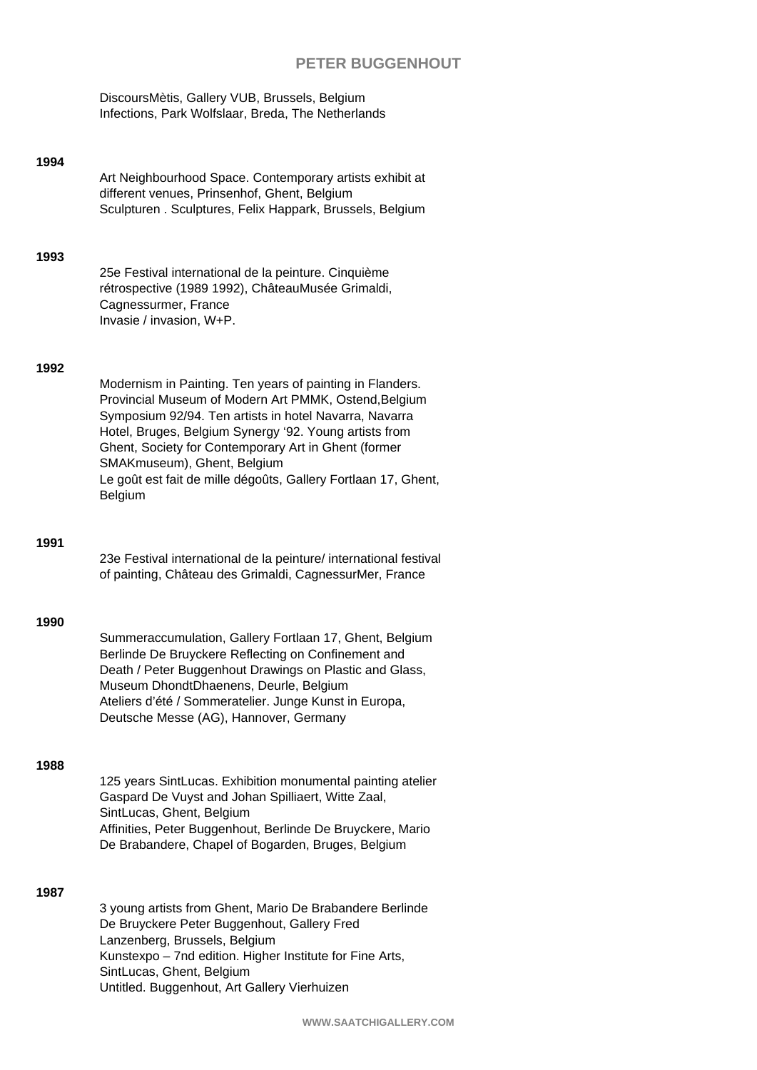DiscoursMètis, Gallery VUB, Brussels, Belgium
Infections, Park Wolfslaar, Breda, The Netherlands

**1994**

Art Neighbourhood Space. Contemporary artists exhibit at different venues, Prinsenhof, Ghent, Belgium
Sculpturen . Sculptures, Felix Happark, Brussels, Belgium

**1993**

25e Festival international de la peinture. Cinquième rétrospective (1989 1992), ChâteauMusée Grimaldi, Cagnessurmer, France
Invasie / invasion, W+P.

**1992**

Modernism in Painting. Ten years of painting in Flanders. Provincial Museum of Modern Art PMMK, Ostend,Belgium
Symposium 92/94. Ten artists in hotel Navarra, Navarra Hotel, Bruges, Belgium Synergy '92. Young artists from Ghent, Society for Contemporary Art in Ghent (former SMAKmuseum), Ghent, Belgium
Le goût est fait de mille dégoûts, Gallery Fortlaan 17, Ghent, Belgium

**1991**

23e Festival international de la peinture/ international festival of painting, Château des Grimaldi, CagnessurMer, France

**1990**

Summeraccumulation, Gallery Fortlaan 17, Ghent, Belgium
Berlinde De Bruyckere Reflecting on Confinement and Death / Peter Buggenhout Drawings on Plastic and Glass, Museum DhondtDhaenens, Deurle, Belgium
Ateliers d'été / Sommeratelier. Junge Kunst in Europa, Deutsche Messe (AG), Hannover, Germany

**1988**

125 years SintLucas. Exhibition monumental painting atelier Gaspard De Vuyst and Johan Spilliaert, Witte Zaal, SintLucas, Ghent, Belgium
Affinities, Peter Buggenhout, Berlinde De Bruyckere, Mario De Brabandere, Chapel of Bogarden, Bruges, Belgium

**1987**

3 young artists from Ghent, Mario De Brabandere Berlinde De Bruyckere Peter Buggenhout, Gallery Fred Lanzenberg, Brussels, Belgium
Kunstexpo – 7nd edition. Higher Institute for Fine Arts, SintLucas, Ghent, Belgium
Untitled. Buggenhout, Art Gallery Vierhuizen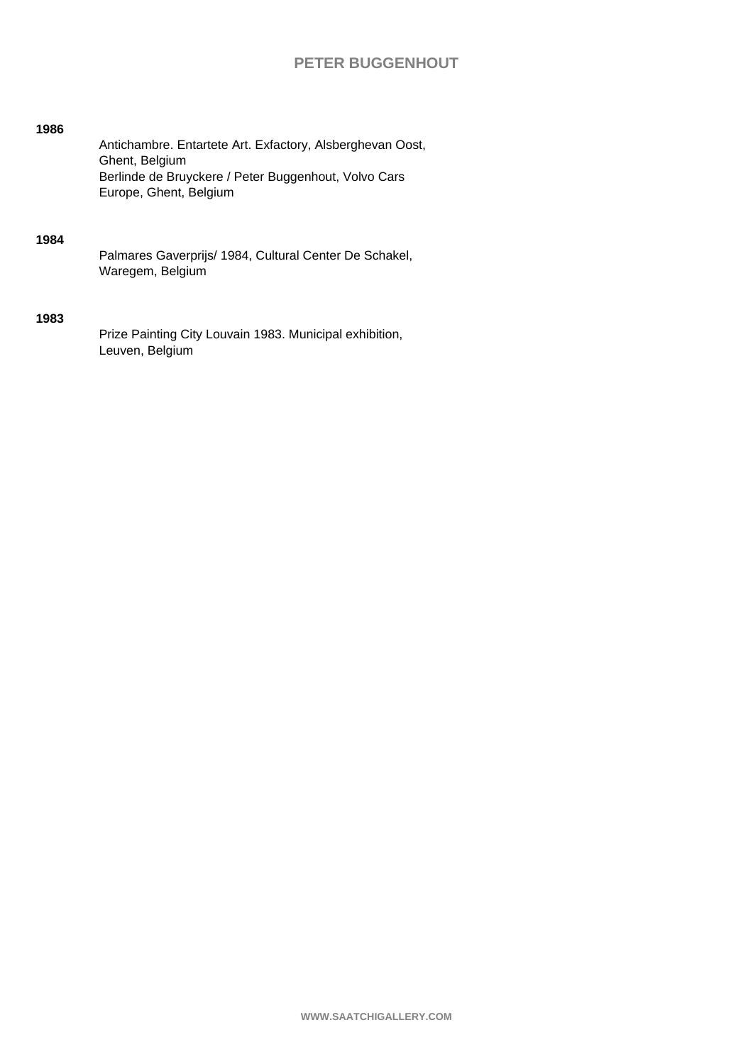**1986**

Antichambre. Entartete Art. Exfactory, Alsberghevan Oost, Ghent, Belgium
Berlinde de Bruyckere / Peter Buggenhout, Volvo Cars Europe, Ghent, Belgium

**1984**

Palmares Gaverprijs/ 1984, Cultural Center De Schakel, Waregem, Belgium

**1983**

Prize Painting City Louvain 1983. Municipal exhibition, Leuven, Belgium